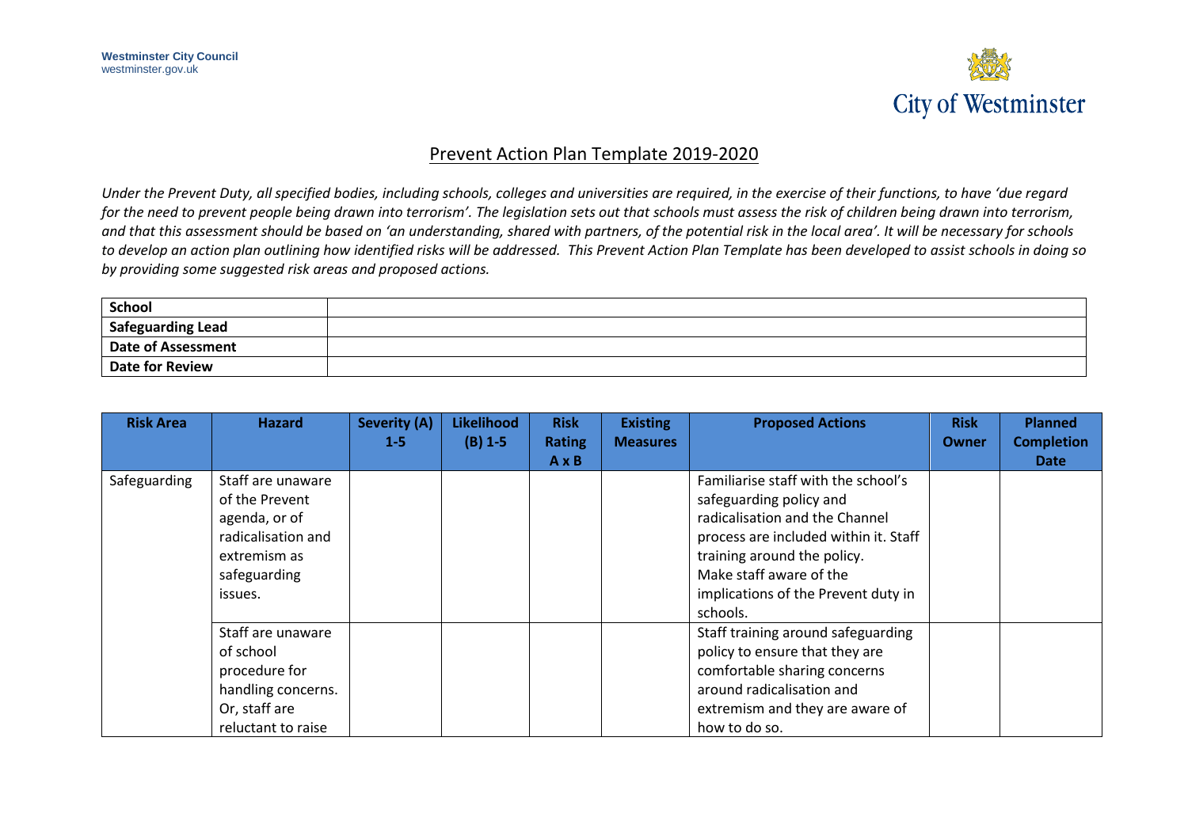Westminster City Council
westminster.gov.uk

City of Westminster

# Prevent Action Plan Template 2019-2020

*Under the Prevent Duty, all specified bodies, including schools, colleges and universities are required, in the exercise of their functions, to have 'due regard for the need to prevent people being drawn into terrorism'. The legislation sets out that schools must assess the risk of children being drawn into terrorism, and that this assessment should be based on 'an understanding, shared with partners, of the potential risk in the local area'. It will be necessary for schools to develop an action plan outlining how identified risks will be addressed. This Prevent Action Plan Template has been developed to assist schools in doing so by providing some suggested risk areas and proposed actions.*

| **School** | |
|---|---|
| **Safeguarding Lead** | |
| **Date of Assessment** | |
| **Date for Review** | |

| Risk Area | Hazard | Severity (A) 1-5 | Likelihood (B) 1-5 | Risk Rating A x B | Existing Measures | Proposed Actions | Risk Owner | Planned Completion Date |
|---|---|---|---|---|---|---|---|---|
| Safeguarding | Staff are unaware of the Prevent agenda, or of radicalisation and extremism as safeguarding issues. | | | | | Familiarise staff with the school's safeguarding policy and radicalisation and the Channel process are included within it. Staff training around the policy. Make staff aware of the implications of the Prevent duty in schools. | | |
| | Staff are unaware of school procedure for handling concerns. Or, staff are reluctant to raise | | | | | Staff training around safeguarding policy to ensure that they are comfortable sharing concerns around radicalisation and extremism and they are aware of how to do so. | | |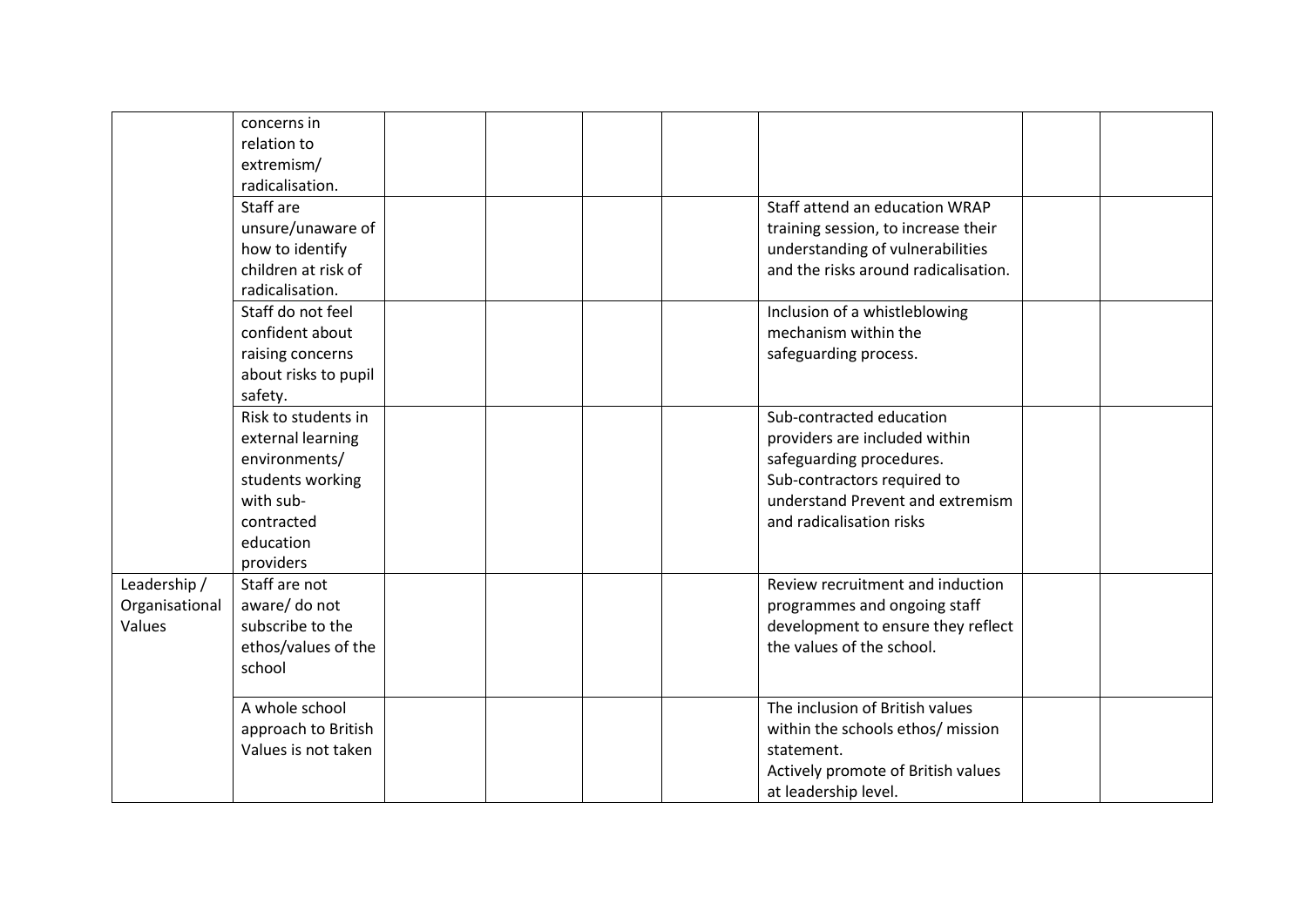| | | | | | | | | |
|---|---|---|---|---|---|---|---|---|
| | concerns in relation to extremism/ radicalisation. | | | | | | | |
| | Staff are unsure/unaware of how to identify children at risk of radicalisation. | | | | | Staff attend an education WRAP training session, to increase their understanding of vulnerabilities and the risks around radicalisation. | | |
| | Staff do not feel confident about raising concerns about risks to pupil safety. | | | | | Inclusion of a whistleblowing mechanism within the safeguarding process. | | |
| | Risk to students in external learning environments/ students working with sub-contracted education providers | | | | | Sub-contracted education providers are included within safeguarding procedures.<br>Sub-contractors required to understand Prevent and extremism and radicalisation risks | | |
| Leadership / Organisational Values | Staff are not aware/ do not subscribe to the ethos/values of the school | | | | | Review recruitment and induction programmes and ongoing staff development to ensure they reflect the values of the school. | | |
| | A whole school approach to British Values is not taken | | | | | The inclusion of British values within the schools ethos/ mission statement.<br>Actively promote of British values at leadership level. | | |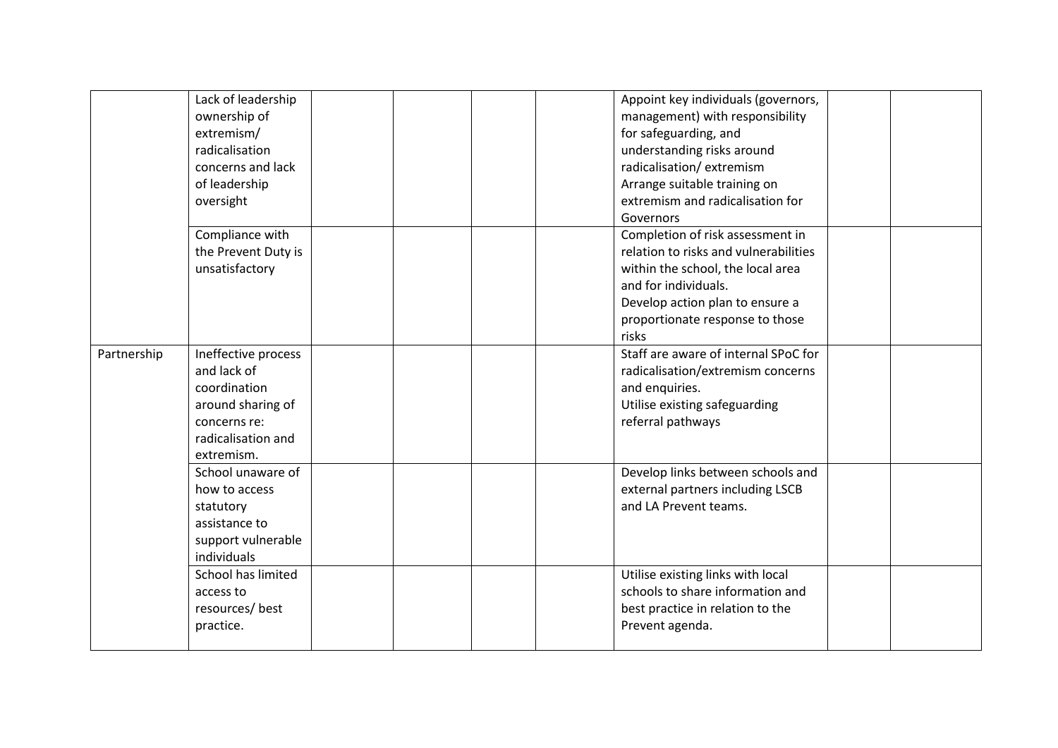| | | | | | | | | |
|---|---|---|---|---|---|---|---|---|
| | Lack of leadership ownership of extremism/ radicalisation concerns and lack of leadership oversight | | | | | Appoint key individuals (governors, management) with responsibility for safeguarding, and understanding risks around radicalisation/ extremism<br>Arrange suitable training on extremism and radicalisation for Governors | | |
| | Compliance with the Prevent Duty is unsatisfactory | | | | | Completion of risk assessment in relation to risks and vulnerabilities within the school, the local area and for individuals.<br>Develop action plan to ensure a proportionate response to those risks | | |
| Partnership | Ineffective process and lack of coordination around sharing of concerns re: radicalisation and extremism. | | | | | Staff are aware of internal SPoC for radicalisation/extremism concerns and enquiries.<br>Utilise existing safeguarding referral pathways | | |
| | School unaware of how to access statutory assistance to support vulnerable individuals | | | | | Develop links between schools and external partners including LSCB and LA Prevent teams. | | |
| | School has limited access to resources/ best practice. | | | | | Utilise existing links with local schools to share information and best practice in relation to the Prevent agenda. | | |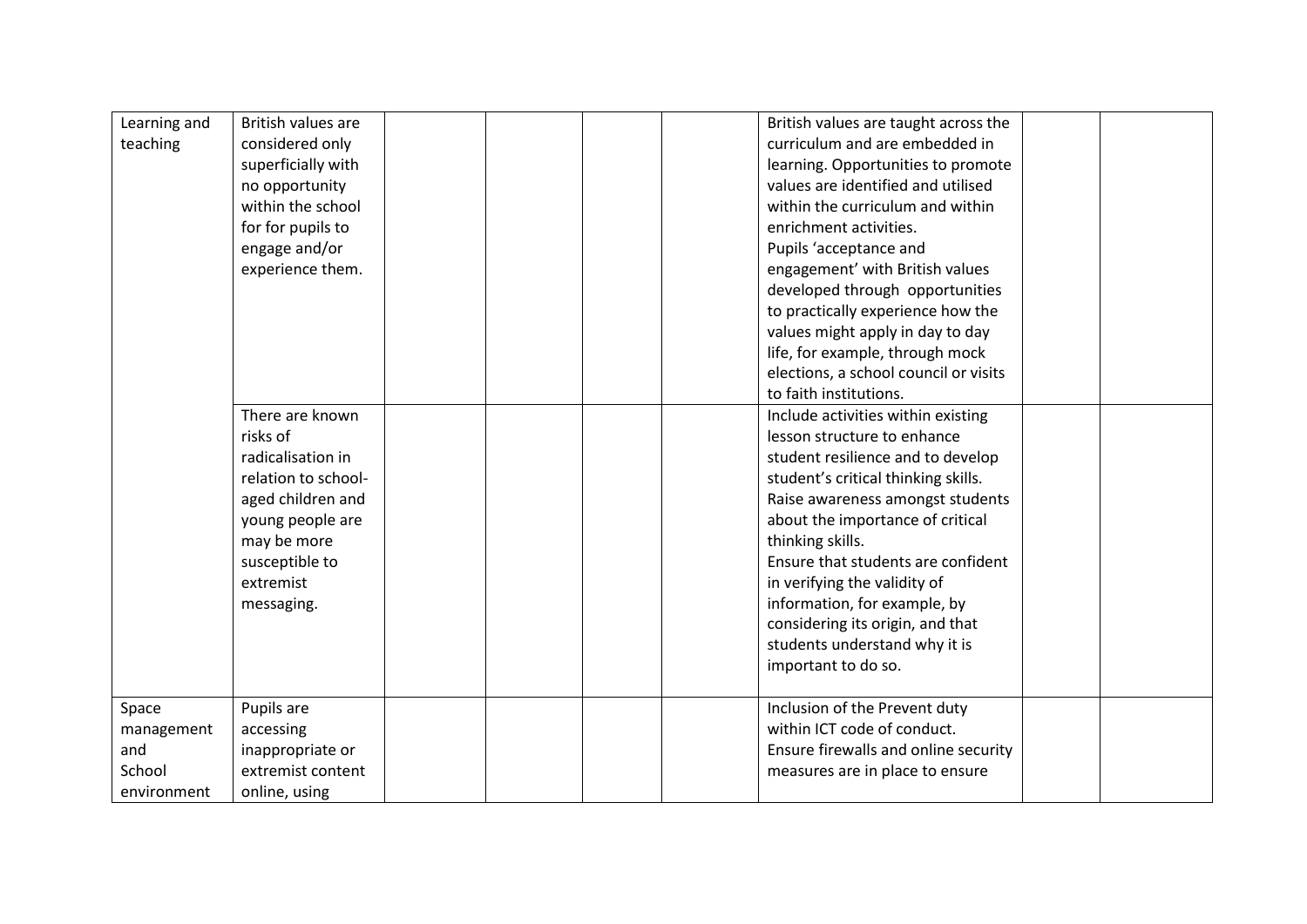| | | | | | | | | |
|---|---|---|---|---|---|---|---|---|
| Learning and teaching | British values are considered only superficially with no opportunity within the school for for pupils to engage and/or experience them. | | | | | British values are taught across the curriculum and are embedded in learning. Opportunities to promote values are identified and utilised within the curriculum and within enrichment activities. Pupils 'acceptance and engagement' with British values developed through opportunities to practically experience how the values might apply in day to day life, for example, through mock elections, a school council or visits to faith institutions. | | |
| | There are known risks of radicalisation in relation to school-aged children and young people are may be more susceptible to extremist messaging. | | | | | Include activities within existing lesson structure to enhance student resilience and to develop student's critical thinking skills. Raise awareness amongst students about the importance of critical thinking skills. Ensure that students are confident in verifying the validity of information, for example, by considering its origin, and that students understand why it is important to do so. | | |
| Space management and School environment | Pupils are accessing inappropriate or extremist content online, using | | | | | Inclusion of the Prevent duty within ICT code of conduct. Ensure firewalls and online security measures are in place to ensure | | |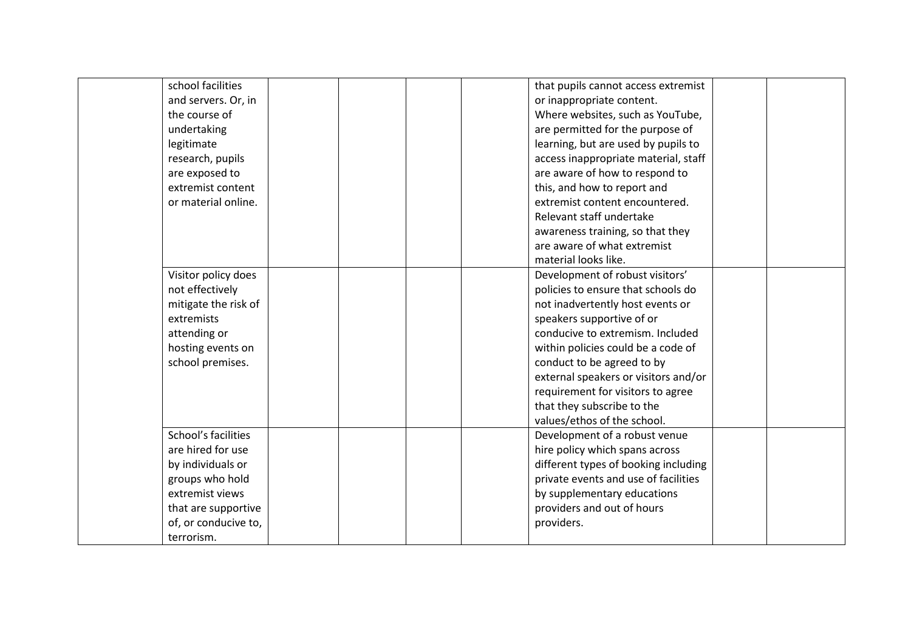| | | | | | | | | |
|---|---|---|---|---|---|---|---|---|
| | school facilities and servers. Or, in the course of undertaking legitimate research, pupils are exposed to extremist content or material online. | | | | | that pupils cannot access extremist or inappropriate content. Where websites, such as YouTube, are permitted for the purpose of learning, but are used by pupils to access inappropriate material, staff are aware of how to respond to this, and how to report and extremist content encountered. Relevant staff undertake awareness training, so that they are aware of what extremist material looks like. | | |
| | Visitor policy does not effectively mitigate the risk of extremists attending or hosting events on school premises. | | | | | Development of robust visitors' policies to ensure that schools do not inadvertently host events or speakers supportive of or conducive to extremism. Included within policies could be a code of conduct to be agreed to by external speakers or visitors and/or requirement for visitors to agree that they subscribe to the values/ethos of the school. | | |
| | School's facilities are hired for use by individuals or groups who hold extremist views that are supportive of, or conducive to, terrorism. | | | | | Development of a robust venue hire policy which spans across different types of booking including private events and use of facilities by supplementary educations providers and out of hours providers. | | |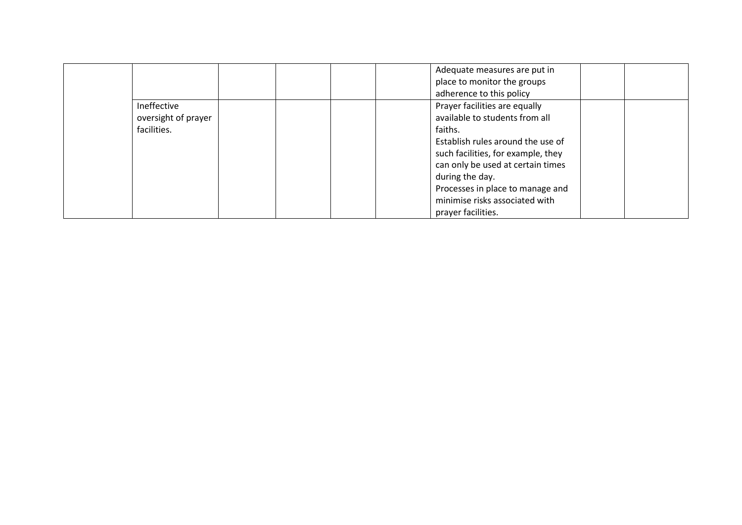| | | | | | | | | |
|---|---|---|---|---|---|---|---|---|
| | | | | | | Adequate measures are put in place to monitor the groups adherence to this policy | | |
| | Ineffective oversight of prayer facilities. | | | | | Prayer facilities are equally available to students from all faiths.<br>Establish rules around the use of such facilities, for example, they can only be used at certain times during the day.<br>Processes in place to manage and minimise risks associated with prayer facilities. | | |